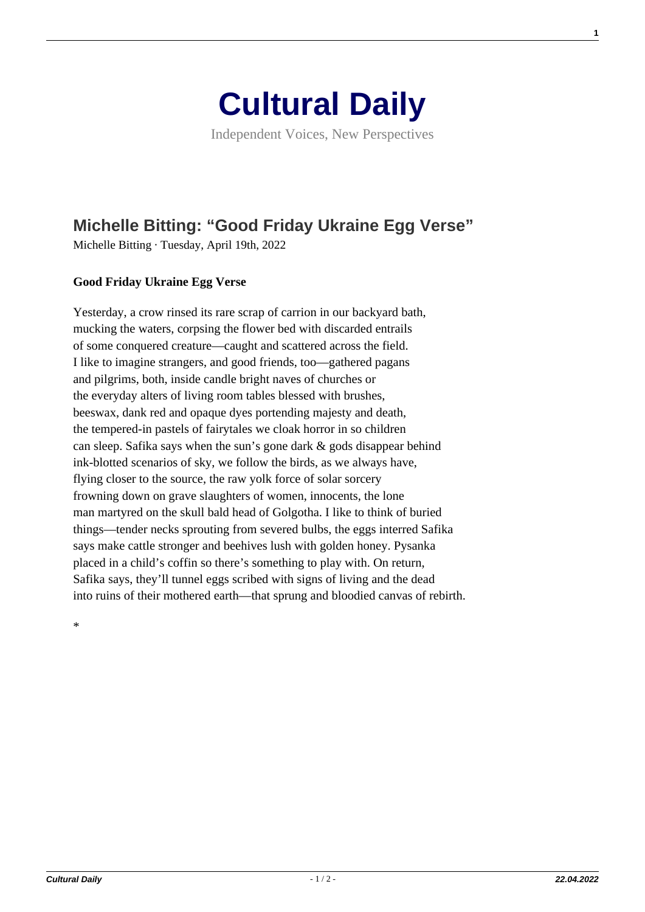# Cultural Daily

Independent Voices, New Perspectives

## Michelle Bitting: "Good Friday Ukraine Egg Verse"

Michelle Bitting · Tuesday, April 19th, 2022

**Good Friday Ukraine Egg Verse**

Yesterday, a crow rinsed its rare scrap of carrion in our backyard bath,
mucking the waters, corpsing the flower bed with discarded entrails
of some conquered creature—caught and scattered across the field.
I like to imagine strangers, and good friends, too—gathered pagans
and pilgrims, both, inside candle bright naves of churches or
the everyday alters of living room tables blessed with brushes,
beeswax, dank red and opaque dyes portending majesty and death,
the tempered-in pastels of fairytales we cloak horror in so children
can sleep. Safika says when the sun's gone dark & gods disappear behind
ink-blotted scenarios of sky, we follow the birds, as we always have,
flying closer to the source, the raw yolk force of solar sorcery
frowning down on grave slaughters of women, innocents, the lone
man martyred on the skull bald head of Golgotha. I like to think of buried
things—tender necks sprouting from severed bulbs, the eggs interred Safika
says make cattle stronger and beehives lush with golden honey. Pysanka
placed in a child's coffin so there's something to play with. On return,
Safika says, they'll tunnel eggs scribed with signs of living and the dead
into ruins of their mothered earth—that sprung and bloodied canvas of rebirth.

*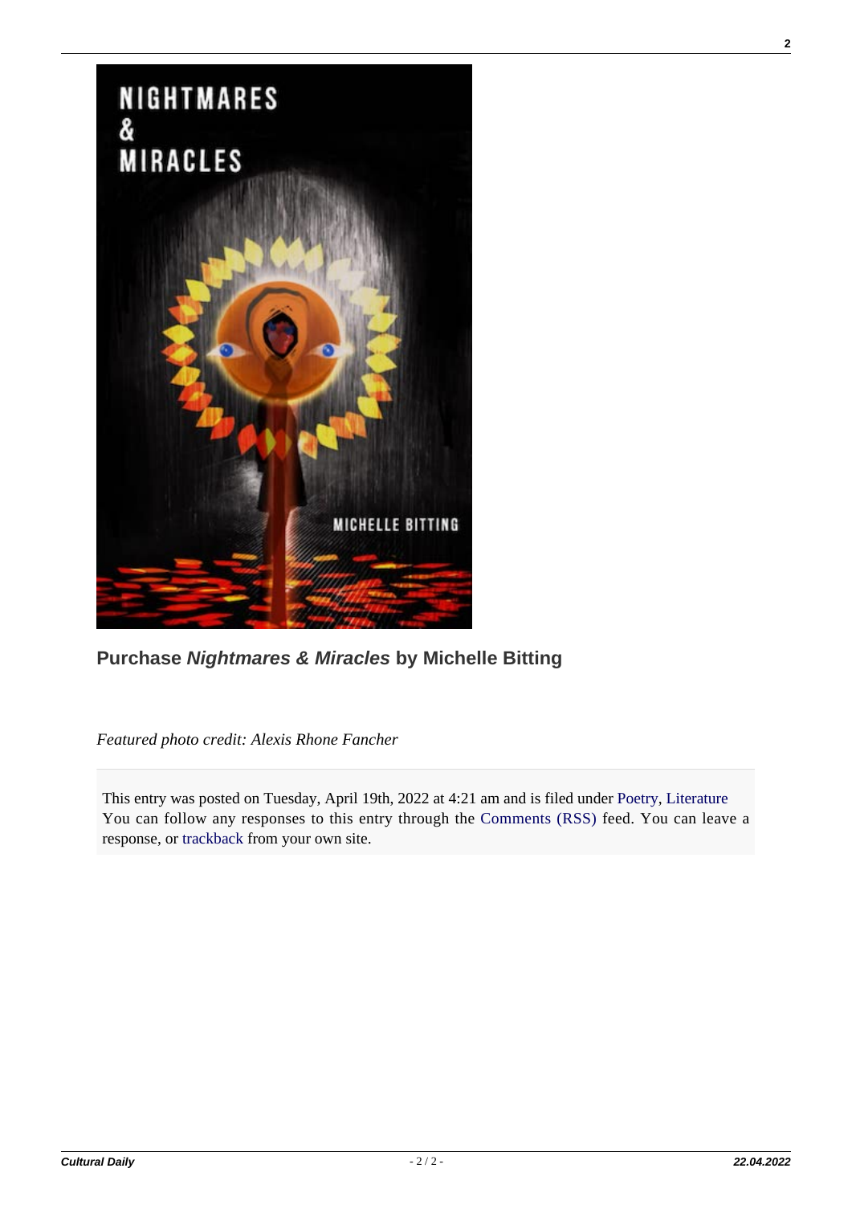**Purchase *Nightmares & Miracles* by Michelle Bitting**

*Featured photo credit: Alexis Rhone Fancher*

This entry was posted on Tuesday, April 19th, 2022 at 4:21 am and is filed under Poetry, Literature
You can follow any responses to this entry through the Comments (RSS) feed. You can leave a response, or trackback from your own site.